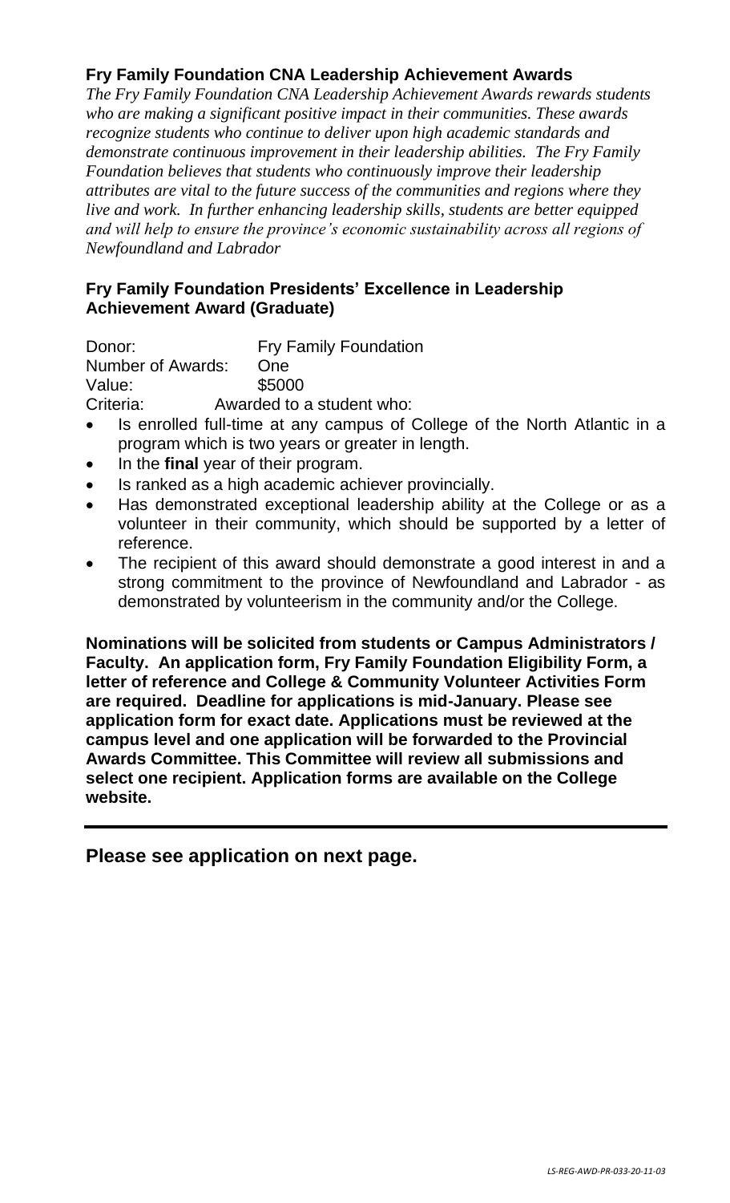## Fry Family Foundation CNA Leadership Achievement Awards

*The Fry Family Foundation CNA Leadership Achievement Awards rewards students who are making a significant positive impact in their communities. These awards recognize students who continue to deliver upon high academic standards and demonstrate continuous improvement in their leadership abilities. The Fry Family Foundation believes that students who continuously improve their leadership attributes are vital to the future success of the communities and regions where they live and work. In further enhancing leadership skills, students are better equipped and will help to ensure the province's economic sustainability across all regions of Newfoundland and Labrador*

### Fry Family Foundation Presidents' Excellence in Leadership Achievement Award (Graduate)

Donor: Fry Family Foundation
Number of Awards: One
Value: $5000
Criteria: Awarded to a student who:

- Is enrolled full-time at any campus of College of the North Atlantic in a program which is two years or greater in length.
- In the **final** year of their program.
- Is ranked as a high academic achiever provincially.
- Has demonstrated exceptional leadership ability at the College or as a volunteer in their community, which should be supported by a letter of reference.
- The recipient of this award should demonstrate a good interest in and a strong commitment to the province of Newfoundland and Labrador - as demonstrated by volunteerism in the community and/or the College.

**Nominations will be solicited from students or Campus Administrators / Faculty. An application form, Fry Family Foundation Eligibility Form, a letter of reference and College & Community Volunteer Activities Form are required. Deadline for applications is mid-January. Please see application form for exact date. Applications must be reviewed at the campus level and one application will be forwarded to the Provincial Awards Committee. This Committee will review all submissions and select one recipient. Application forms are available on the College website.**

---

**Please see application on next page.**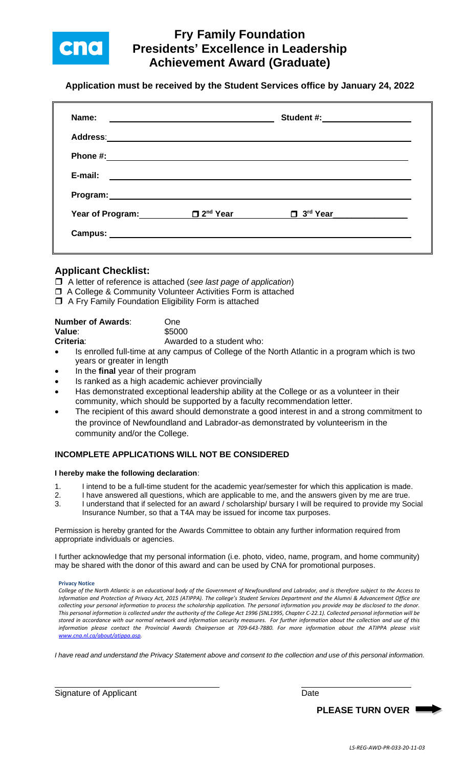# Fry Family Foundation
# Presidents' Excellence in Leadership Achievement Award (Graduate)

**Application must be received by the Student Services office by January 24, 2022**

**Name:** ______________________________ **Student #:** ____________________

**Address:** ____________________________________________________________

**Phone #:** ____________________________________________________________

**E-mail:** _____________________________________________________________

**Program:** ____________________________________________________________

**Year of Program:** ____________ ☐ 2[nd] Year ____________ ☐ 3[rd] Year ____________

**Campus:** _____________________________________________________________

## Applicant Checklist:

- ☐ A letter of reference is attached (*see last page of application*)
- ☐ A College & Community Volunteer Activities Form is attached
- ☐ A Fry Family Foundation Eligibility Form is attached

**Number of Awards**: One
**Value**: $5000
**Criteria**: Awarded to a student who:

- Is enrolled full-time at any campus of College of the North Atlantic in a program which is two years or greater in length
- In the **final** year of their program
- Is ranked as a high academic achiever provincially
- Has demonstrated exceptional leadership ability at the College or as a volunteer in their community, which should be supported by a faculty recommendation letter.
- The recipient of this award should demonstrate a good interest in and a strong commitment to the province of Newfoundland and Labrador-as demonstrated by volunteerism in the community and/or the College.

### INCOMPLETE APPLICATIONS WILL NOT BE CONSIDERED

**I hereby make the following declaration**:

1. I intend to be a full-time student for the academic year/semester for which this application is made.
2. I have answered all questions, which are applicable to me, and the answers given by me are true.
3. I understand that if selected for an award / scholarship/ bursary I will be required to provide my Social Insurance Number, so that a T4A may be issued for income tax purposes.

Permission is hereby granted for the Awards Committee to obtain any further information required from appropriate individuals or agencies.

I further acknowledge that my personal information (i.e. photo, video, name, program, and home community) may be shared with the donor of this award and can be used by CNA for promotional purposes.

**Privacy Notice**

*College of the North Atlantic is an educational body of the Government of Newfoundland and Labrador, and is therefore subject to the Access to Information and Protection of Privacy Act, 2015 (ATIPPA). The college's Student Services Department and the Alumni & Advancement Office are collecting your personal information to process the scholarship application. The personal information you provide may be disclosed to the donor. This personal information is collected under the authority of the College Act 1996 (SNL1995, Chapter C-22.1). Collected personal information will be stored in accordance with our normal network and information security measures. For further information about the collection and use of this information please contact the Provincial Awards Chairperson at 709-643-7880. For more information about the ATIPPA please visit www.cna.nl.ca/about/atippa.asp.*

*I have read and understand the Privacy Statement above and consent to the collection and use of this personal information.*

______________________________ ____________________
Signature of Applicant Date

**PLEASE TURN OVER**

*LS-REG-AWD-PR-033-20-11-03*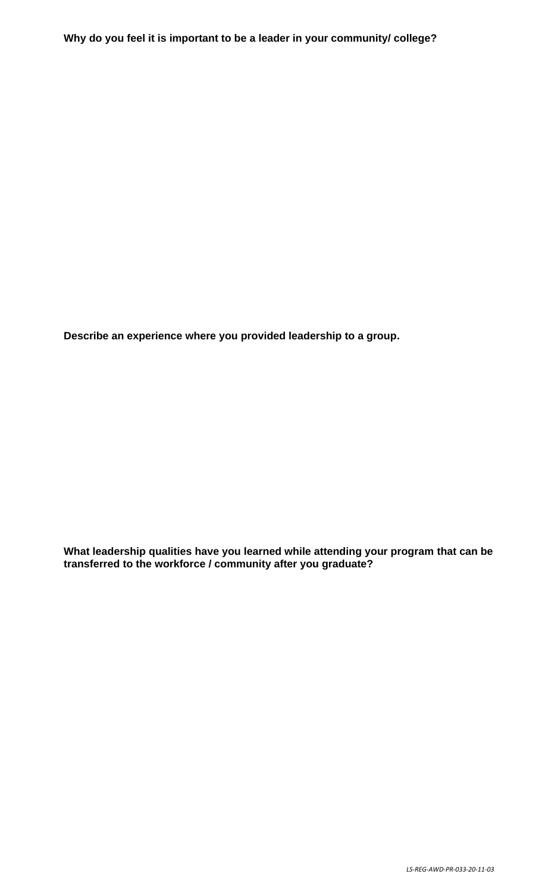**Why do you feel it is important to be a leader in your community/ college?**

**Describe an experience where you provided leadership to a group.**

**What leadership qualities have you learned while attending your program that can be transferred to the workforce / community after you graduate?**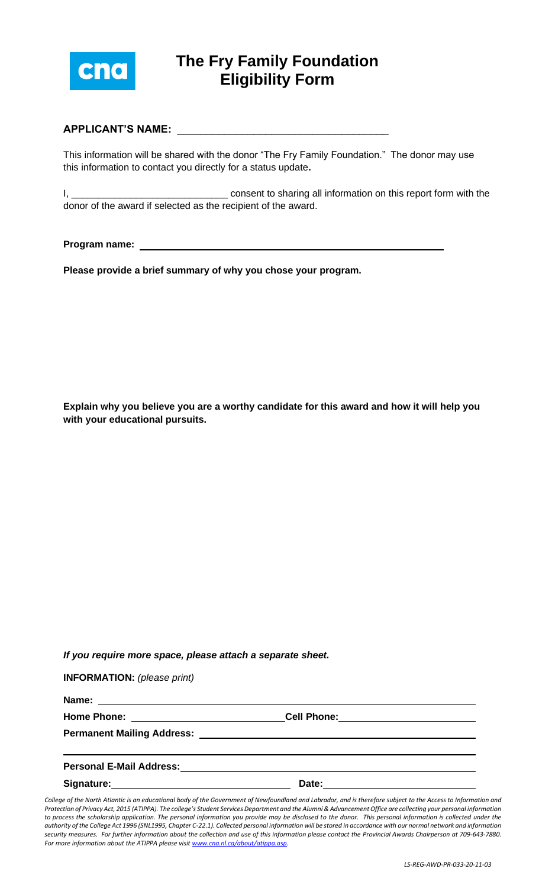cna

# The Fry Family Foundation Eligibility Form

**APPLICANT'S NAME:** ____________________________________

This information will be shared with the donor "The Fry Family Foundation." The donor may use this information to contact you directly for a status update**.**

I, ____________________________ consent to sharing all information on this report form with the donor of the award if selected as the recipient of the award.

**Program name:** ____________________________________

**Please provide a brief summary of why you chose your program.**

**Explain why you believe you are a worthy candidate for this award and how it will help you with your educational pursuits.**

***If you require more space, please attach a separate sheet.***

**INFORMATION:** *(please print)*

**Name:** ____________________________________

**Home Phone:** ____________________ **Cell Phone:** ____________________

**Permanent Mailing Address:** ____________________________________

____________________________________

**Personal E-Mail Address:** ____________________________________

**Signature:** ____________________ **Date:** ____________________

*College of the North Atlantic is an educational body of the Government of Newfoundland and Labrador, and is therefore subject to the Access to Information and Protection of Privacy Act, 2015 (ATIPPA). The college's Student Services Department and the Alumni & Advancement Office are collecting your personal information to process the scholarship application. The personal information you provide may be disclosed to the donor. This personal information is collected under the authority of the College Act 1996 (SNL1995, Chapter C-22.1). Collected personal information will be stored in accordance with our normal network and information security measures. For further information about the collection and use of this information please contact the Provincial Awards Chairperson at 709-643-7880. For more information about the ATIPPA please visit www.cna.nl.ca/about/atippa.asp.*

*LS-REG-AWD-PR-033-20-11-03*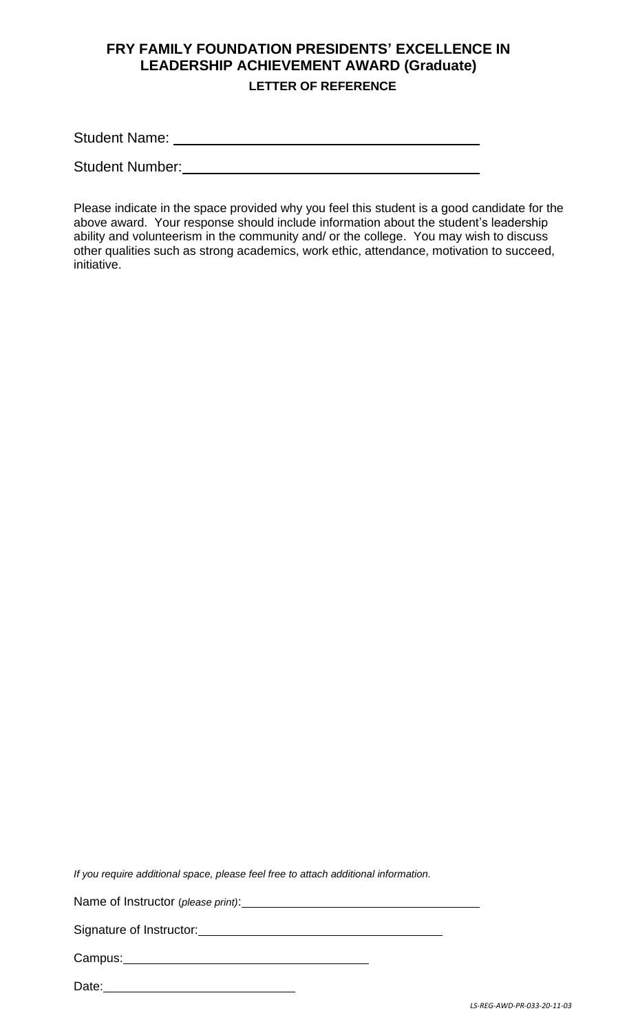# FRY FAMILY FOUNDATION PRESIDENTS' EXCELLENCE IN LEADERSHIP ACHIEVEMENT AWARD (Graduate)

## LETTER OF REFERENCE

Student Name: \_\_\_\_\_\_\_\_\_\_\_\_\_\_\_\_\_\_\_\_\_\_\_\_\_\_\_\_\_\_\_\_\_\_\_\_\_\_

Student Number: \_\_\_\_\_\_\_\_\_\_\_\_\_\_\_\_\_\_\_\_\_\_\_\_\_\_\_\_\_\_\_\_\_\_\_\_\_\_

Please indicate in the space provided why you feel this student is a good candidate for the above award. Your response should include information about the student's leadership ability and volunteerism in the community and/ or the college. You may wish to discuss other qualities such as strong academics, work ethic, attendance, motivation to succeed, initiative.

*If you require additional space, please feel free to attach additional information.*

Name of Instructor (*please print*): \_\_\_\_\_\_\_\_\_\_\_\_\_\_\_\_\_\_\_\_\_\_\_\_\_\_\_\_\_\_\_\_\_\_\_\_

Signature of Instructor: \_\_\_\_\_\_\_\_\_\_\_\_\_\_\_\_\_\_\_\_\_\_\_\_\_\_\_\_\_\_\_\_\_\_\_\_

Campus: \_\_\_\_\_\_\_\_\_\_\_\_\_\_\_\_\_\_\_\_\_\_\_\_\_\_\_\_\_\_\_\_\_\_\_\_

Date: \_\_\_\_\_\_\_\_\_\_\_\_\_\_\_\_\_\_\_\_\_\_\_\_\_\_\_\_

*LS-REG-AWD-PR-033-20-11-03*